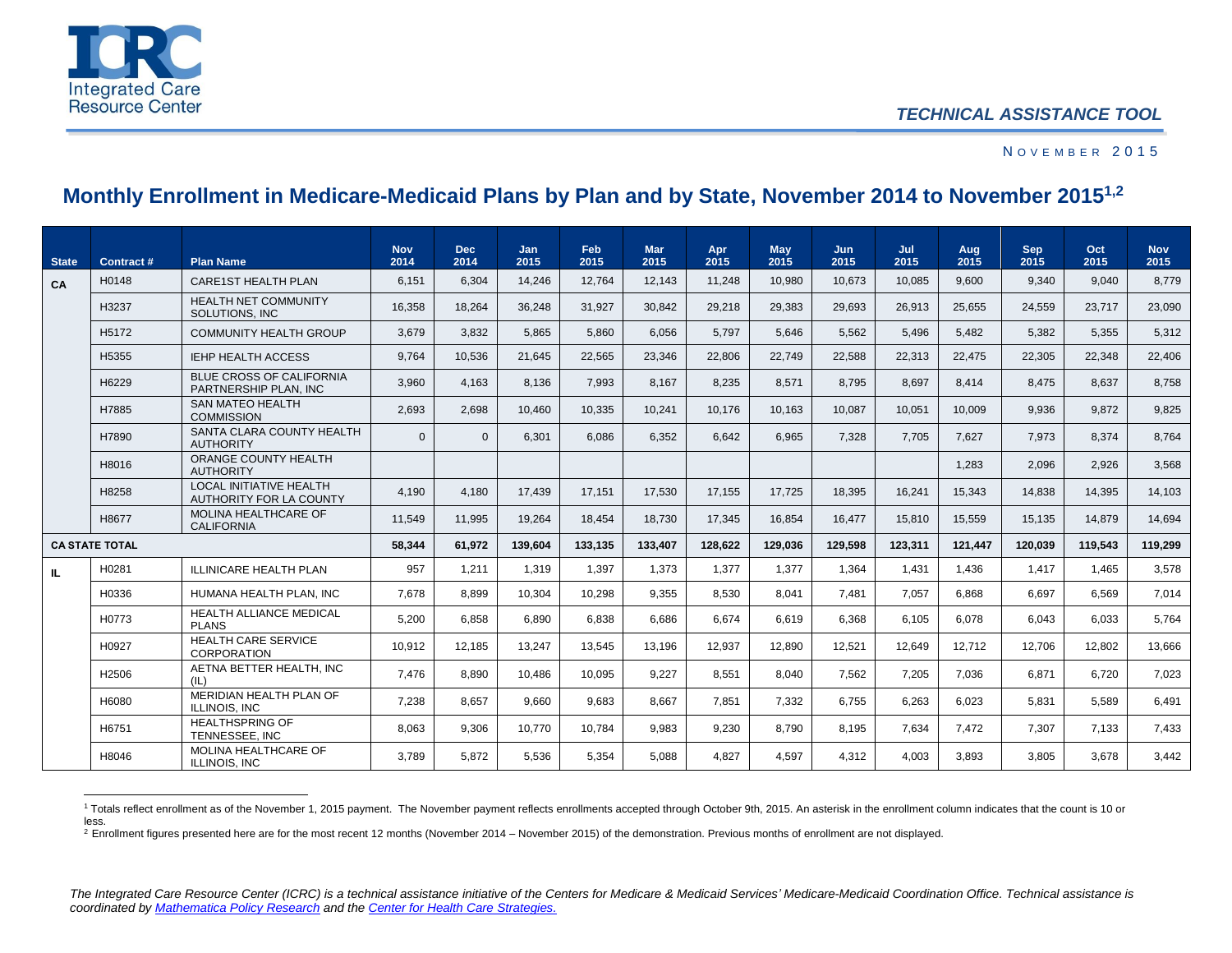Integrated Care Resource Center

*TECHNICAL ASSISTANCE TOOL*

NOVEMBER 2015

## Monthly Enrollment in Medicare-Medicaid Plans by Plan and by State, November 2014 to November 2015[1,2]

| State | Contract # | Plan Name | Nov 2014 | Dec 2014 | Jan 2015 | Feb 2015 | Mar 2015 | Apr 2015 | May 2015 | Jun 2015 | Jul 2015 | Aug 2015 | Sep 2015 | Oct 2015 | Nov 2015 |
|---|---|---|---|---|---|---|---|---|---|---|---|---|---|---|---|
| CA | H0148 | CARE1ST HEALTH PLAN | 6,151 | 6,304 | 14,246 | 12,764 | 12,143 | 11,248 | 10,980 | 10,673 | 10,085 | 9,600 | 9,340 | 9,040 | 8,779 |
| | H3237 | HEALTH NET COMMUNITY SOLUTIONS, INC | 16,358 | 18,264 | 36,248 | 31,927 | 30,842 | 29,218 | 29,383 | 29,693 | 26,913 | 25,655 | 24,559 | 23,717 | 23,090 |
| | H5172 | COMMUNITY HEALTH GROUP | 3,679 | 3,832 | 5,865 | 5,860 | 6,056 | 5,797 | 5,646 | 5,562 | 5,496 | 5,482 | 5,382 | 5,355 | 5,312 |
| | H5355 | IEHP HEALTH ACCESS | 9,764 | 10,536 | 21,645 | 22,565 | 23,346 | 22,806 | 22,749 | 22,588 | 22,313 | 22,475 | 22,305 | 22,348 | 22,406 |
| | H6229 | BLUE CROSS OF CALIFORNIA PARTNERSHIP PLAN, INC | 3,960 | 4,163 | 8,136 | 7,993 | 8,167 | 8,235 | 8,571 | 8,795 | 8,697 | 8,414 | 8,475 | 8,637 | 8,758 |
| | H7885 | SAN MATEO HEALTH COMMISSION | 2,693 | 2,698 | 10,460 | 10,335 | 10,241 | 10,176 | 10,163 | 10,087 | 10,051 | 10,009 | 9,936 | 9,872 | 9,825 |
| | H7890 | SANTA CLARA COUNTY HEALTH AUTHORITY | 0 | 0 | 6,301 | 6,086 | 6,352 | 6,642 | 6,965 | 7,328 | 7,705 | 7,627 | 7,973 | 8,374 | 8,764 |
| | H8016 | ORANGE COUNTY HEALTH AUTHORITY | | | | | | | | | | 1,283 | 2,096 | 2,926 | 3,568 |
| | H8258 | LOCAL INITIATIVE HEALTH AUTHORITY FOR LA COUNTY | 4,190 | 4,180 | 17,439 | 17,151 | 17,530 | 17,155 | 17,725 | 18,395 | 16,241 | 15,343 | 14,838 | 14,395 | 14,103 |
| | H8677 | MOLINA HEALTHCARE OF CALIFORNIA | 11,549 | 11,995 | 19,264 | 18,454 | 18,730 | 17,345 | 16,854 | 16,477 | 15,810 | 15,559 | 15,135 | 14,879 | 14,694 |
| **CA STATE TOTAL** | | | **58,344** | **61,972** | **139,604** | **133,135** | **133,407** | **128,622** | **129,036** | **129,598** | **123,311** | **121,447** | **120,039** | **119,543** | **119,299** |
| IL | H0281 | ILLINICARE HEALTH PLAN | 957 | 1,211 | 1,319 | 1,397 | 1,373 | 1,377 | 1,377 | 1,364 | 1,431 | 1,436 | 1,417 | 1,465 | 3,578 |
| | H0336 | HUMANA HEALTH PLAN, INC | 7,678 | 8,899 | 10,304 | 10,298 | 9,355 | 8,530 | 8,041 | 7,481 | 7,057 | 6,868 | 6,697 | 6,569 | 7,014 |
| | H0773 | HEALTH ALLIANCE MEDICAL PLANS | 5,200 | 6,858 | 6,890 | 6,838 | 6,686 | 6,674 | 6,619 | 6,368 | 6,105 | 6,078 | 6,043 | 6,033 | 5,764 |
| | H0927 | HEALTH CARE SERVICE CORPORATION | 10,912 | 12,185 | 13,247 | 13,545 | 13,196 | 12,937 | 12,890 | 12,521 | 12,649 | 12,712 | 12,706 | 12,802 | 13,666 |
| | H2506 | AETNA BETTER HEALTH, INC (IL) | 7,476 | 8,890 | 10,486 | 10,095 | 9,227 | 8,551 | 8,040 | 7,562 | 7,205 | 7,036 | 6,871 | 6,720 | 7,023 |
| | H6080 | MERIDIAN HEALTH PLAN OF ILLINOIS, INC | 7,238 | 8,657 | 9,660 | 9,683 | 8,667 | 7,851 | 7,332 | 6,755 | 6,263 | 6,023 | 5,831 | 5,589 | 6,491 |
| | H6751 | HEALTHSPRING OF TENNESSEE, INC | 8,063 | 9,306 | 10,770 | 10,784 | 9,983 | 9,230 | 8,790 | 8,195 | 7,634 | 7,472 | 7,307 | 7,133 | 7,433 |
| | H8046 | MOLINA HEALTHCARE OF ILLINOIS, INC | 3,789 | 5,872 | 5,536 | 5,354 | 5,088 | 4,827 | 4,597 | 4,312 | 4,003 | 3,893 | 3,805 | 3,678 | 3,442 |

[1] Totals reflect enrollment as of the November 1, 2015 payment. The November payment reflects enrollments accepted through October 9th, 2015. An asterisk in the enrollment column indicates that the count is 10 or less.

[2] Enrollment figures presented here are for the most recent 12 months (November 2014 – November 2015) of the demonstration. Previous months of enrollment are not displayed.

*The Integrated Care Resource Center (ICRC) is a technical assistance initiative of the Centers for Medicare & Medicaid Services' Medicare-Medicaid Coordination Office. Technical assistance is coordinated by [Mathematica Policy Research] and the [Center for Health Care Strategies.]*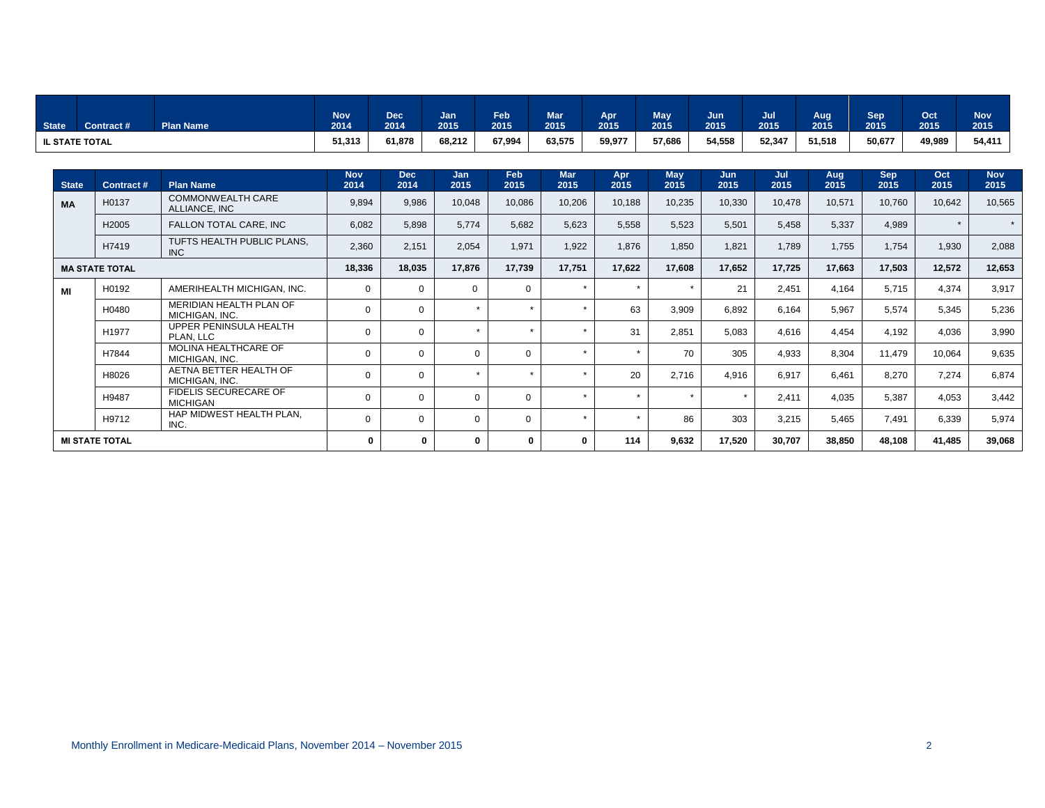| State | Contract # | Plan Name | Nov 2014 | Dec 2014 | Jan 2015 | Feb 2015 | Mar 2015 | Apr 2015 | May 2015 | Jun 2015 | Jul 2015 | Aug 2015 | Sep 2015 | Oct 2015 | Nov 2015 |
|---|---|---|---|---|---|---|---|---|---|---|---|---|---|---|---|
| **IL STATE TOTAL** | | | **51,313** | **61,878** | **68,212** | **67,994** | **63,575** | **59,977** | **57,686** | **54,558** | **52,347** | **51,518** | **50,677** | **49,989** | **54,411** |

| State | Contract # | Plan Name | Nov 2014 | Dec 2014 | Jan 2015 | Feb 2015 | Mar 2015 | Apr 2015 | May 2015 | Jun 2015 | Jul 2015 | Aug 2015 | Sep 2015 | Oct 2015 | Nov 2015 |
|---|---|---|---|---|---|---|---|---|---|---|---|---|---|---|---|
| **MA** | H0137 | COMMONWEALTH CARE ALLIANCE, INC | 9,894 | 9,986 | 10,048 | 10,086 | 10,206 | 10,188 | 10,235 | 10,330 | 10,478 | 10,571 | 10,760 | 10,642 | 10,565 |
| | H2005 | FALLON TOTAL CARE, INC | 6,082 | 5,898 | 5,774 | 5,682 | 5,623 | 5,558 | 5,523 | 5,501 | 5,458 | 5,337 | 4,989 | * | * |
| | H7419 | TUFTS HEALTH PUBLIC PLANS, INC | 2,360 | 2,151 | 2,054 | 1,971 | 1,922 | 1,876 | 1,850 | 1,821 | 1,789 | 1,755 | 1,754 | 1,930 | 2,088 |
| **MA STATE TOTAL** | | | **18,336** | **18,035** | **17,876** | **17,739** | **17,751** | **17,622** | **17,608** | **17,652** | **17,725** | **17,663** | **17,503** | **12,572** | **12,653** |
| **MI** | H0192 | AMERIHEALTH MICHIGAN, INC. | 0 | 0 | 0 | 0 | * | * | * | 21 | 2,451 | 4,164 | 5,715 | 4,374 | 3,917 |
| | H0480 | MERIDIAN HEALTH PLAN OF MICHIGAN, INC. | 0 | 0 | * | * | * | 63 | 3,909 | 6,892 | 6,164 | 5,967 | 5,574 | 5,345 | 5,236 |
| | H1977 | UPPER PENINSULA HEALTH PLAN, LLC | 0 | 0 | * | * | * | 31 | 2,851 | 5,083 | 4,616 | 4,454 | 4,192 | 4,036 | 3,990 |
| | H7844 | MOLINA HEALTHCARE OF MICHIGAN, INC. | 0 | 0 | 0 | 0 | * | * | 70 | 305 | 4,933 | 8,304 | 11,479 | 10,064 | 9,635 |
| | H8026 | AETNA BETTER HEALTH OF MICHIGAN, INC. | 0 | 0 | * | * | * | 20 | 2,716 | 4,916 | 6,917 | 6,461 | 8,270 | 7,274 | 6,874 |
| | H9487 | FIDELIS SECURECARE OF MICHIGAN | 0 | 0 | 0 | 0 | * | * | * | * | 2,411 | 4,035 | 5,387 | 4,053 | 3,442 |
| | H9712 | HAP MIDWEST HEALTH PLAN, INC. | 0 | 0 | 0 | 0 | * | * | 86 | 303 | 3,215 | 5,465 | 7,491 | 6,339 | 5,974 |
| **MI STATE TOTAL** | | | **0** | **0** | **0** | **0** | **0** | **114** | **9,632** | **17,520** | **30,707** | **38,850** | **48,108** | **41,485** | **39,068** |

Monthly Enrollment in Medicare-Medicaid Plans, November 2014 – November 2015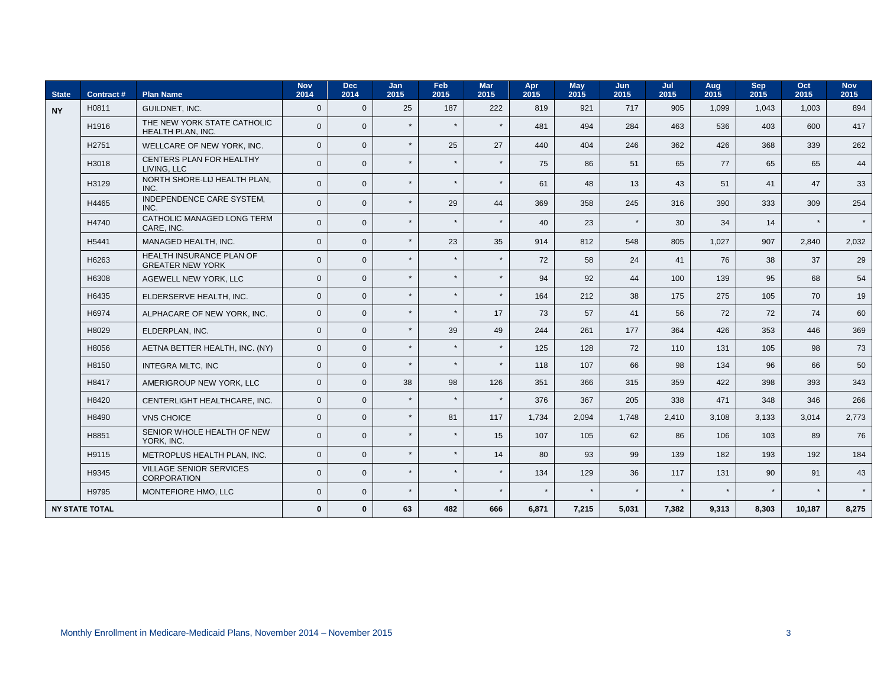| State | Contract # | Plan Name | Nov 2014 | Dec 2014 | Jan 2015 | Feb 2015 | Mar 2015 | Apr 2015 | May 2015 | Jun 2015 | Jul 2015 | Aug 2015 | Sep 2015 | Oct 2015 | Nov 2015 |
|---|---|---|---|---|---|---|---|---|---|---|---|---|---|---|---|
| NY | H0811 | GUILDNET, INC. | 0 | 0 | 25 | 187 | 222 | 819 | 921 | 717 | 905 | 1,099 | 1,043 | 1,003 | 894 |
| | H1916 | THE NEW YORK STATE CATHOLIC HEALTH PLAN, INC. | 0 | 0 | * | * | * | 481 | 494 | 284 | 463 | 536 | 403 | 600 | 417 |
| | H2751 | WELLCARE OF NEW YORK, INC. | 0 | 0 | * | 25 | 27 | 440 | 404 | 246 | 362 | 426 | 368 | 339 | 262 |
| | H3018 | CENTERS PLAN FOR HEALTHY LIVING, LLC | 0 | 0 | * | * | * | 75 | 86 | 51 | 65 | 77 | 65 | 65 | 44 |
| | H3129 | NORTH SHORE-LIJ HEALTH PLAN, INC. | 0 | 0 | * | * | * | 61 | 48 | 13 | 43 | 51 | 41 | 47 | 33 |
| | H4465 | INDEPENDENCE CARE SYSTEM, INC. | 0 | 0 | * | 29 | 44 | 369 | 358 | 245 | 316 | 390 | 333 | 309 | 254 |
| | H4740 | CATHOLIC MANAGED LONG TERM CARE, INC. | 0 | 0 | * | * | * | 40 | 23 | * | 30 | 34 | 14 | * | * |
| | H5441 | MANAGED HEALTH, INC. | 0 | 0 | * | 23 | 35 | 914 | 812 | 548 | 805 | 1,027 | 907 | 2,840 | 2,032 |
| | H6263 | HEALTH INSURANCE PLAN OF GREATER NEW YORK | 0 | 0 | * | * | * | 72 | 58 | 24 | 41 | 76 | 38 | 37 | 29 |
| | H6308 | AGEWELL NEW YORK, LLC | 0 | 0 | * | * | * | 94 | 92 | 44 | 100 | 139 | 95 | 68 | 54 |
| | H6435 | ELDERSERVE HEALTH, INC. | 0 | 0 | * | * | * | 164 | 212 | 38 | 175 | 275 | 105 | 70 | 19 |
| | H6974 | ALPHACARE OF NEW YORK, INC. | 0 | 0 | * | * | 17 | 73 | 57 | 41 | 56 | 72 | 72 | 74 | 60 |
| | H8029 | ELDERPLAN, INC. | 0 | 0 | * | 39 | 49 | 244 | 261 | 177 | 364 | 426 | 353 | 446 | 369 |
| | H8056 | AETNA BETTER HEALTH, INC. (NY) | 0 | 0 | * | * | * | 125 | 128 | 72 | 110 | 131 | 105 | 98 | 73 |
| | H8150 | INTEGRA MLTC, INC | 0 | 0 | * | * | * | 118 | 107 | 66 | 98 | 134 | 96 | 66 | 50 |
| | H8417 | AMERIGROUP NEW YORK, LLC | 0 | 0 | 38 | 98 | 126 | 351 | 366 | 315 | 359 | 422 | 398 | 393 | 343 |
| | H8420 | CENTERLIGHT HEALTHCARE, INC. | 0 | 0 | * | * | * | 376 | 367 | 205 | 338 | 471 | 348 | 346 | 266 |
| | H8490 | VNS CHOICE | 0 | 0 | * | 81 | 117 | 1,734 | 2,094 | 1,748 | 2,410 | 3,108 | 3,133 | 3,014 | 2,773 |
| | H8851 | SENIOR WHOLE HEALTH OF NEW YORK, INC. | 0 | 0 | * | * | 15 | 107 | 105 | 62 | 86 | 106 | 103 | 89 | 76 |
| | H9115 | METROPLUS HEALTH PLAN, INC. | 0 | 0 | * | * | 14 | 80 | 93 | 99 | 139 | 182 | 193 | 192 | 184 |
| | H9345 | VILLAGE SENIOR SERVICES CORPORATION | 0 | 0 | * | * | * | 134 | 129 | 36 | 117 | 131 | 90 | 91 | 43 |
| | H9795 | MONTEFIORE HMO, LLC | 0 | 0 | * | * | * | * | * | * | * | * | * | * | * |
| **NY STATE TOTAL** | | | **0** | **0** | **63** | **482** | **666** | **6,871** | **7,215** | **5,031** | **7,382** | **9,313** | **8,303** | **10,187** | **8,275** |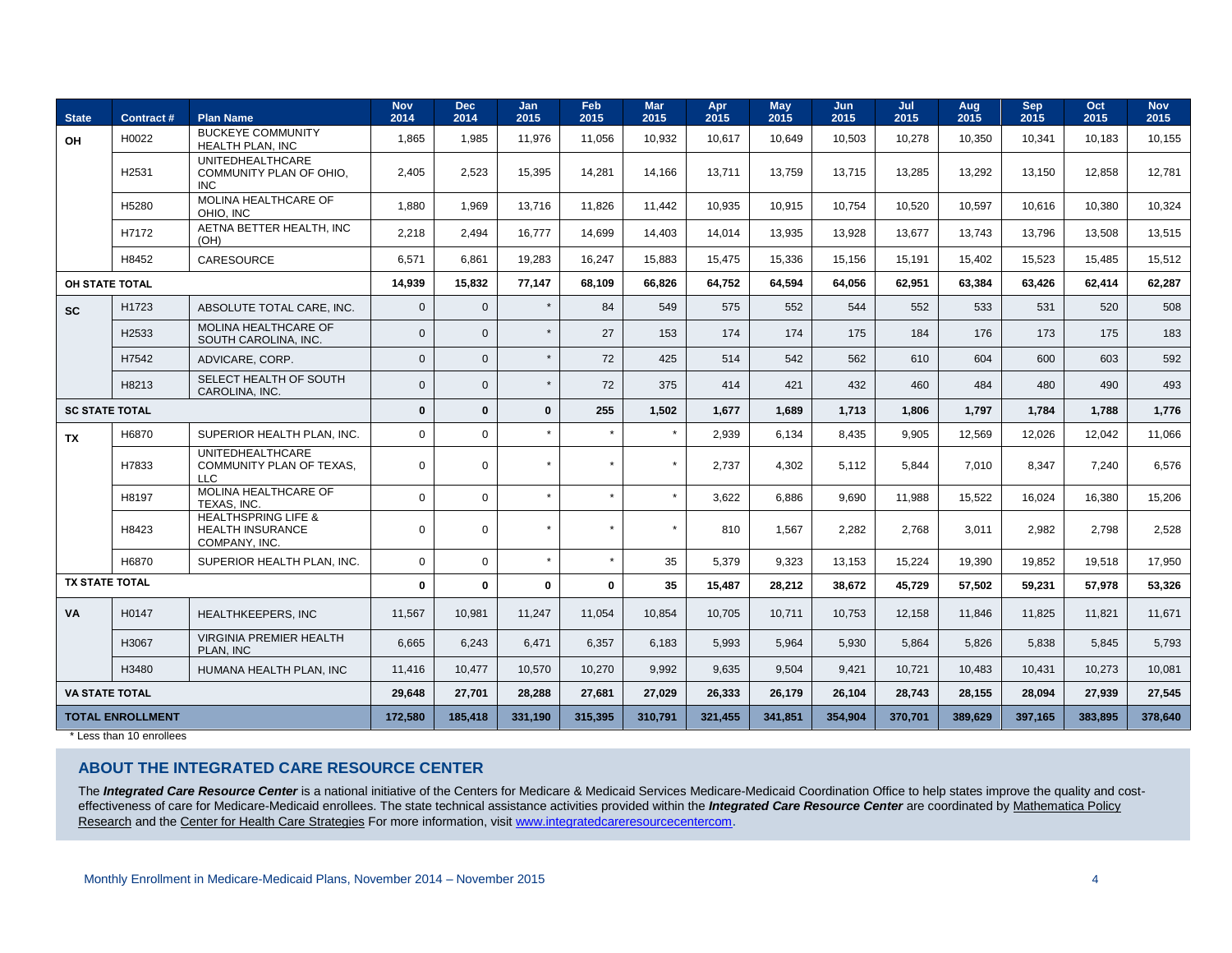| State | Contract # | Plan Name | Nov 2014 | Dec 2014 | Jan 2015 | Feb 2015 | Mar 2015 | Apr 2015 | May 2015 | Jun 2015 | Jul 2015 | Aug 2015 | Sep 2015 | Oct 2015 | Nov 2015 |
|---|---|---|---|---|---|---|---|---|---|---|---|---|---|---|---|
| OH | H0022 | BUCKEYE COMMUNITY HEALTH PLAN, INC | 1,865 | 1,985 | 11,976 | 11,056 | 10,932 | 10,617 | 10,649 | 10,503 | 10,278 | 10,350 | 10,341 | 10,183 | 10,155 |
| | H2531 | UNITEDHEALTHCARE COMMUNITY PLAN OF OHIO, INC | 2,405 | 2,523 | 15,395 | 14,281 | 14,166 | 13,711 | 13,759 | 13,715 | 13,285 | 13,292 | 13,150 | 12,858 | 12,781 |
| | H5280 | MOLINA HEALTHCARE OF OHIO, INC | 1,880 | 1,969 | 13,716 | 11,826 | 11,442 | 10,935 | 10,915 | 10,754 | 10,520 | 10,597 | 10,616 | 10,380 | 10,324 |
| | H7172 | AETNA BETTER HEALTH, INC (OH) | 2,218 | 2,494 | 16,777 | 14,699 | 14,403 | 14,014 | 13,935 | 13,928 | 13,677 | 13,743 | 13,796 | 13,508 | 13,515 |
| | H8452 | CARESOURCE | 6,571 | 6,861 | 19,283 | 16,247 | 15,883 | 15,475 | 15,336 | 15,156 | 15,191 | 15,402 | 15,523 | 15,485 | 15,512 |
| **OH STATE TOTAL** | | | **14,939** | **15,832** | **77,147** | **68,109** | **66,826** | **64,752** | **64,594** | **64,056** | **62,951** | **63,384** | **63,426** | **62,414** | **62,287** |
| SC | H1723 | ABSOLUTE TOTAL CARE, INC. | 0 | 0 | * | 84 | 549 | 575 | 552 | 544 | 552 | 533 | 531 | 520 | 508 |
| | H2533 | MOLINA HEALTHCARE OF SOUTH CAROLINA, INC. | 0 | 0 | * | 27 | 153 | 174 | 174 | 175 | 184 | 176 | 173 | 175 | 183 |
| | H7542 | ADVICARE, CORP. | 0 | 0 | * | 72 | 425 | 514 | 542 | 562 | 610 | 604 | 600 | 603 | 592 |
| | H8213 | SELECT HEALTH OF SOUTH CAROLINA, INC. | 0 | 0 | * | 72 | 375 | 414 | 421 | 432 | 460 | 484 | 480 | 490 | 493 |
| **SC STATE TOTAL** | | | **0** | **0** | **0** | **255** | **1,502** | **1,677** | **1,689** | **1,713** | **1,806** | **1,797** | **1,784** | **1,788** | **1,776** |
| TX | H6870 | SUPERIOR HEALTH PLAN, INC. | 0 | 0 | * | * | * | 2,939 | 6,134 | 8,435 | 9,905 | 12,569 | 12,026 | 12,042 | 11,066 |
| | H7833 | UNITEDHEALTHCARE COMMUNITY PLAN OF TEXAS, LLC | 0 | 0 | * | * | * | 2,737 | 4,302 | 5,112 | 5,844 | 7,010 | 8,347 | 7,240 | 6,576 |
| | H8197 | MOLINA HEALTHCARE OF TEXAS, INC. | 0 | 0 | * | * | * | 3,622 | 6,886 | 9,690 | 11,988 | 15,522 | 16,024 | 16,380 | 15,206 |
| | H8423 | HEALTHSPRING LIFE & HEALTH INSURANCE COMPANY, INC. | 0 | 0 | * | * | * | 810 | 1,567 | 2,282 | 2,768 | 3,011 | 2,982 | 2,798 | 2,528 |
| | H6870 | SUPERIOR HEALTH PLAN, INC. | 0 | 0 | * | * | 35 | 5,379 | 9,323 | 13,153 | 15,224 | 19,390 | 19,852 | 19,518 | 17,950 |
| **TX STATE TOTAL** | | | **0** | **0** | **0** | **0** | **35** | **15,487** | **28,212** | **38,672** | **45,729** | **57,502** | **59,231** | **57,978** | **53,326** |
| VA | H0147 | HEALTHKEEPERS, INC | 11,567 | 10,981 | 11,247 | 11,054 | 10,854 | 10,705 | 10,711 | 10,753 | 12,158 | 11,846 | 11,825 | 11,821 | 11,671 |
| | H3067 | VIRGINIA PREMIER HEALTH PLAN, INC | 6,665 | 6,243 | 6,471 | 6,357 | 6,183 | 5,993 | 5,964 | 5,930 | 5,864 | 5,826 | 5,838 | 5,845 | 5,793 |
| | H3480 | HUMANA HEALTH PLAN, INC | 11,416 | 10,477 | 10,570 | 10,270 | 9,992 | 9,635 | 9,504 | 9,421 | 10,721 | 10,483 | 10,431 | 10,273 | 10,081 |
| **VA STATE TOTAL** | | | **29,648** | **27,701** | **28,288** | **27,681** | **27,029** | **26,333** | **26,179** | **26,104** | **28,743** | **28,155** | **28,094** | **27,939** | **27,545** |
| **TOTAL ENROLLMENT** | | | **172,580** | **185,418** | **331,190** | **315,395** | **310,791** | **321,455** | **341,851** | **354,904** | **370,701** | **389,629** | **397,165** | **383,895** | **378,640** |

\* Less than 10 enrollees

## ABOUT THE INTEGRATED CARE RESOURCE CENTER

The ***Integrated Care Resource Center*** is a national initiative of the Centers for Medicare & Medicaid Services Medicare-Medicaid Coordination Office to help states improve the quality and cost-effectiveness of care for Medicare-Medicaid enrollees. The state technical assistance activities provided within the ***Integrated Care Resource Center*** are coordinated by Mathematica Policy Research and the Center for Health Care Strategies For more information, visit www.integratedcareresourcecentercom.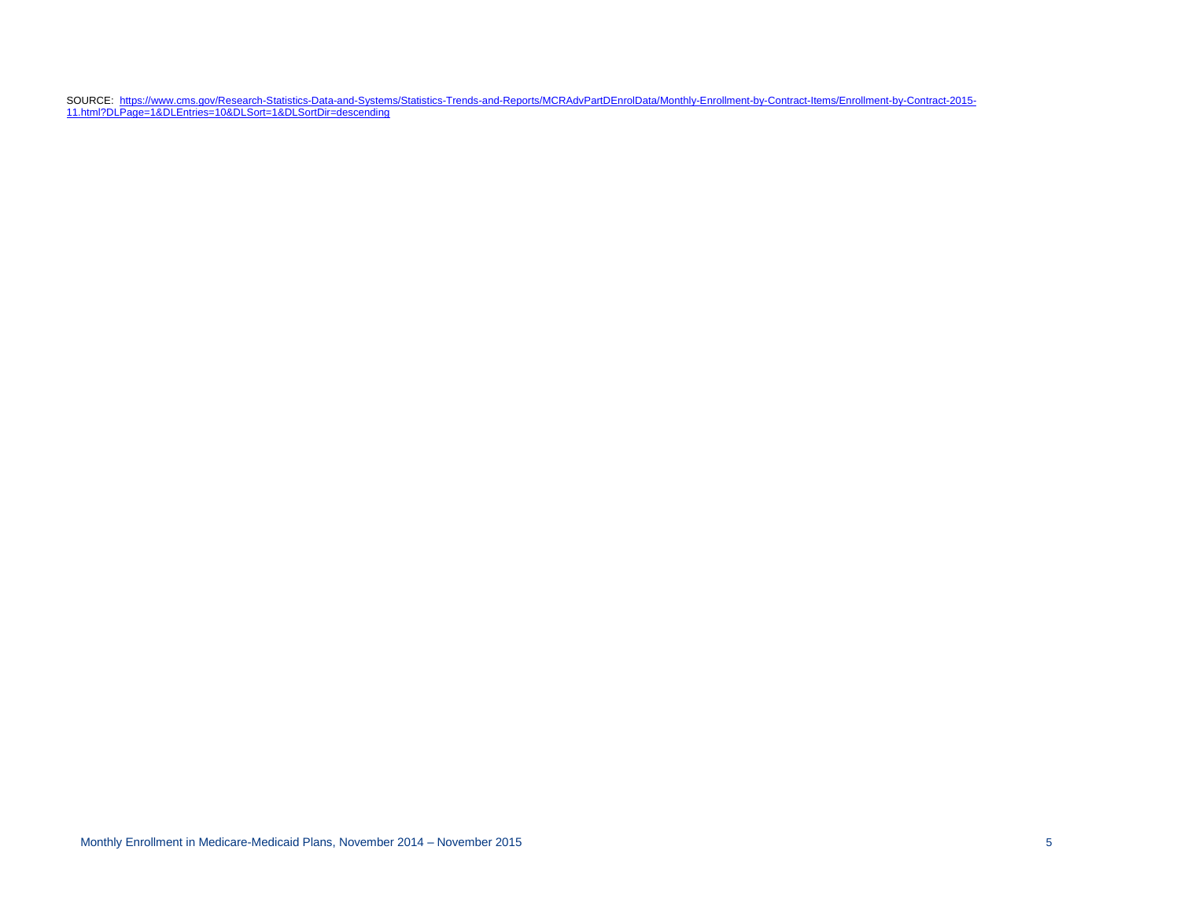SOURCE: https://www.cms.gov/Research-Statistics-Data-and-Systems/Statistics-Trends-and-Reports/MCRAdvPartDEnrolData/Monthly-Enrollment-by-Contract-Items/Enrollment-by-Contract-2015-11.html?DLPage=1&DLEntries=10&DLSort=1&DLSortDir=descending